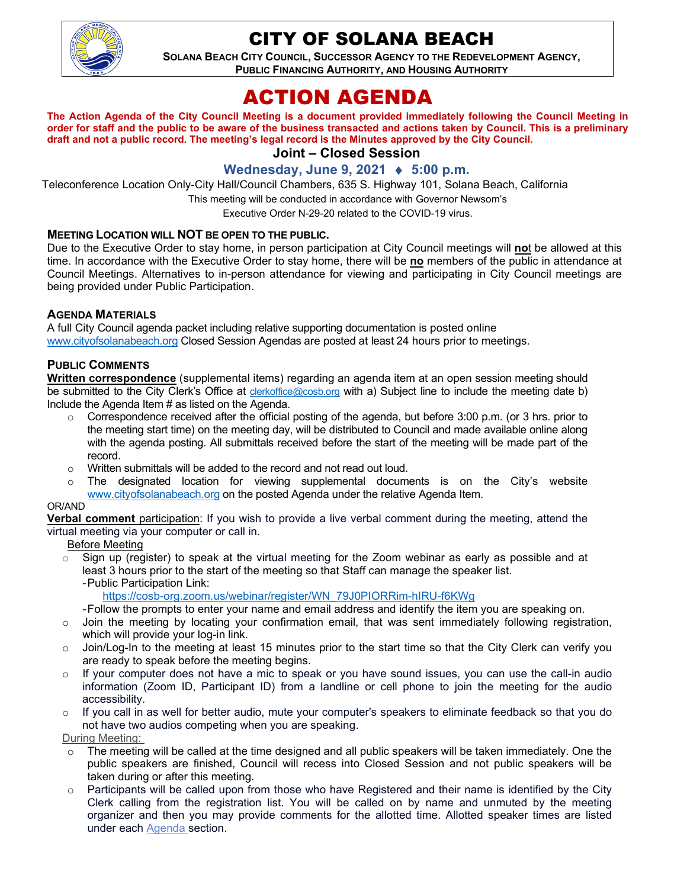# CITY OF SOLANA BEACH

**SOLANA BEACH CITY COUNCIL, SUCCESSOR AGENCY TO THE REDEVELOPMENT AGENCY, PUBLIC FINANCING AUTHORITY, AND HOUSING AUTHORITY**

# ACTION AGENDA

**The Action Agenda of the City Council Meeting is a document provided immediately following the Council Meeting in order for staff and the public to be aware of the business transacted and actions taken by Council. This is a preliminary draft and not a public record. The meeting's legal record is the Minutes approved by the City Council.**

## Joint – Closed Session

### Wednesday, June 9, 2021 ♦ 5:00 p.m.

Teleconference Location Only-City Hall/Council Chambers, 635 S. Highway 101, Solana Beach, California

This meeting will be conducted in accordance with Governor Newsom's Executive Order N-29-20 related to the COVID-19 virus.

**MEETING LOCATION WILL NOT BE OPEN TO THE PUBLIC.**

Due to the Executive Order to stay home, in person participation at City Council meetings will **not** be allowed at this time. In accordance with the Executive Order to stay home, there will be **no** members of the public in attendance at Council Meetings. Alternatives to in-person attendance for viewing and participating in City Council meetings are being provided under Public Participation.

**AGENDA MATERIALS**

A full City Council agenda packet including relative supporting documentation is posted online www.cityofsolanabeach.org Closed Session Agendas are posted at least 24 hours prior to meetings.

**PUBLIC COMMENTS**

**Written correspondence** (supplemental items) regarding an agenda item at an open session meeting should be submitted to the City Clerk's Office at clerkoffice@cosb.org with a) Subject line to include the meeting date b) Include the Agenda Item # as listed on the Agenda.

- Correspondence received after the official posting of the agenda, but before 3:00 p.m. (or 3 hrs. prior to the meeting start time) on the meeting day, will be distributed to Council and made available online along with the agenda posting. All submittals received before the start of the meeting will be made part of the record.
- Written submittals will be added to the record and not read out loud.
- The designated location for viewing supplemental documents is on the City's website www.cityofsolanabeach.org on the posted Agenda under the relative Agenda Item.

OR/AND

**Verbal comment** participation: If you wish to provide a live verbal comment during the meeting, attend the virtual meeting via your computer or call in.

Before Meeting

- Sign up (register) to speak at the virtual meeting for the Zoom webinar as early as possible and at least 3 hours prior to the start of the meeting so that Staff can manage the speaker list.
  - Public Participation Link: https://cosb-org.zoom.us/webinar/register/WN_79J0PIORRim-hIRU-f6KWg
  - Follow the prompts to enter your name and email address and identify the item you are speaking on.
- Join the meeting by locating your confirmation email, that was sent immediately following registration, which will provide your log-in link.
- Join/Log-In to the meeting at least 15 minutes prior to the start time so that the City Clerk can verify you are ready to speak before the meeting begins.
- If your computer does not have a mic to speak or you have sound issues, you can use the call-in audio information (Zoom ID, Participant ID) from a landline or cell phone to join the meeting for the audio accessibility.
- If you call in as well for better audio, mute your computer's speakers to eliminate feedback so that you do not have two audios competing when you are speaking.

During Meeting:

- The meeting will be called at the time designed and all public speakers will be taken immediately. One the public speakers are finished, Council will recess into Closed Session and not public speakers will be taken during or after this meeting.
- Participants will be called upon from those who have Registered and their name is identified by the City Clerk calling from the registration list. You will be called on by name and unmuted by the meeting organizer and then you may provide comments for the allotted time. Allotted speaker times are listed under each Agenda section.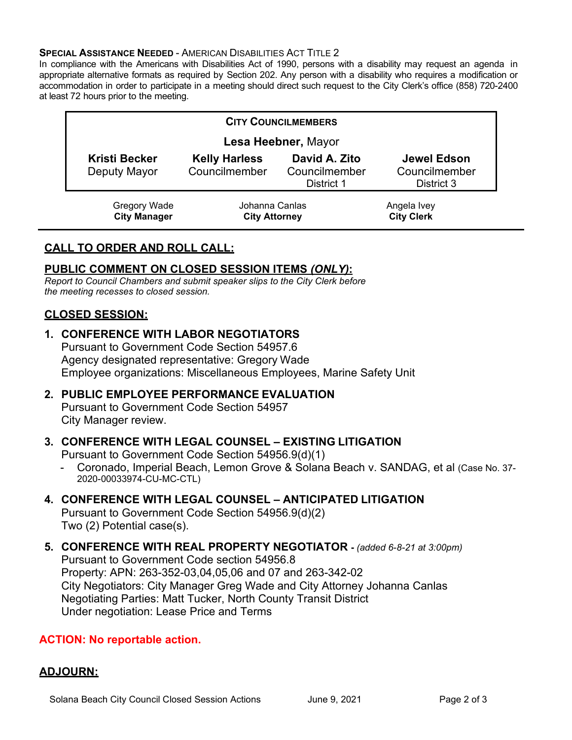**SPECIAL ASSISTANCE NEEDED** - AMERICAN DISABILITIES ACT TITLE 2

In compliance with the Americans with Disabilities Act of 1990, persons with a disability may request an agenda in appropriate alternative formats as required by Section 202. Any person with a disability who requires a modification or accommodation in order to participate in a meeting should direct such request to the City Clerk's office (858) 720-2400 at least 72 hours prior to the meeting.

| CITY COUNCILMEMBERS | | | |
|---|---|---|---|
| **Lesa Heebner,** Mayor | | | |
| **Kristi Becker** Deputy Mayor | **Kelly Harless** Councilmember | **David A. Zito** Councilmember District 1 | **Jewel Edson** Councilmember District 3 |

| Gregory Wade | Johanna Canlas | Angela Ivey |
|---|---|---|
| **City Manager** | **City Attorney** | **City Clerk** |

## CALL TO ORDER AND ROLL CALL:

## PUBLIC COMMENT ON CLOSED SESSION ITEMS *(ONLY)*:

*Report to Council Chambers and submit speaker slips to the City Clerk before the meeting recesses to closed session.*

## CLOSED SESSION:

1. **CONFERENCE WITH LABOR NEGOTIATORS**
   Pursuant to Government Code Section 54957.6
   Agency designated representative: Gregory Wade
   Employee organizations: Miscellaneous Employees, Marine Safety Unit

2. **PUBLIC EMPLOYEE PERFORMANCE EVALUATION**
   Pursuant to Government Code Section 54957
   City Manager review.

3. **CONFERENCE WITH LEGAL COUNSEL – EXISTING LITIGATION**
   Pursuant to Government Code Section 54956.9(d)(1)
   - Coronado, Imperial Beach, Lemon Grove & Solana Beach v. SANDAG, et al (Case No. 37-2020-00033974-CU-MC-CTL)

4. **CONFERENCE WITH LEGAL COUNSEL – ANTICIPATED LITIGATION**
   Pursuant to Government Code Section 54956.9(d)(2)
   Two (2) Potential case(s).

5. **CONFERENCE WITH REAL PROPERTY NEGOTIATOR** - *(added 6-8-21 at 3:00pm)*
   Pursuant to Government Code section 54956.8
   Property: APN: 263-352-03,04,05,06 and 07 and 263-342-02
   City Negotiators: City Manager Greg Wade and City Attorney Johanna Canlas
   Negotiating Parties: Matt Tucker, North County Transit District
   Under negotiation: Lease Price and Terms

**ACTION: No reportable action.**

## ADJOURN: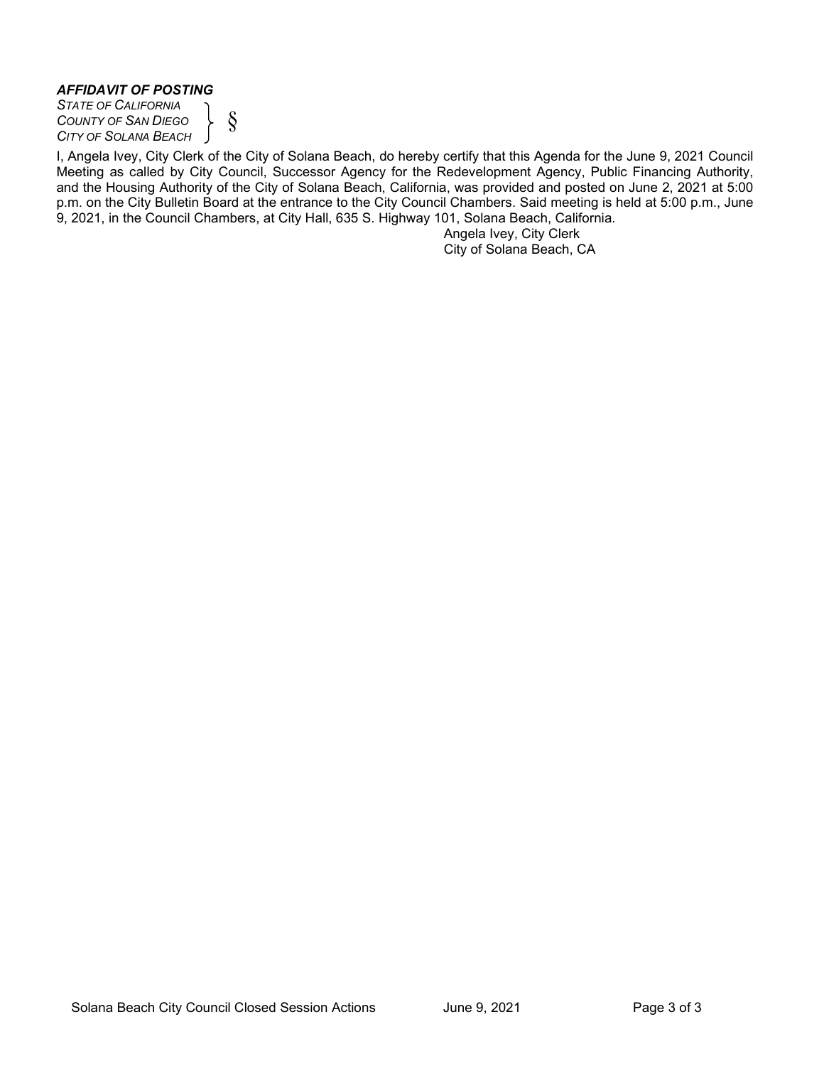***AFFIDAVIT OF POSTING***

*STATE OF CALIFORNIA*
*COUNTY OF SAN DIEGO* } §
*CITY OF SOLANA BEACH*

I, Angela Ivey, City Clerk of the City of Solana Beach, do hereby certify that this Agenda for the June 9, 2021 Council Meeting as called by City Council, Successor Agency for the Redevelopment Agency, Public Financing Authority, and the Housing Authority of the City of Solana Beach, California, was provided and posted on June 2, 2021 at 5:00 p.m. on the City Bulletin Board at the entrance to the City Council Chambers. Said meeting is held at 5:00 p.m., June 9, 2021, in the Council Chambers, at City Hall, 635 S. Highway 101, Solana Beach, California.

Angela Ivey, City Clerk
City of Solana Beach, CA